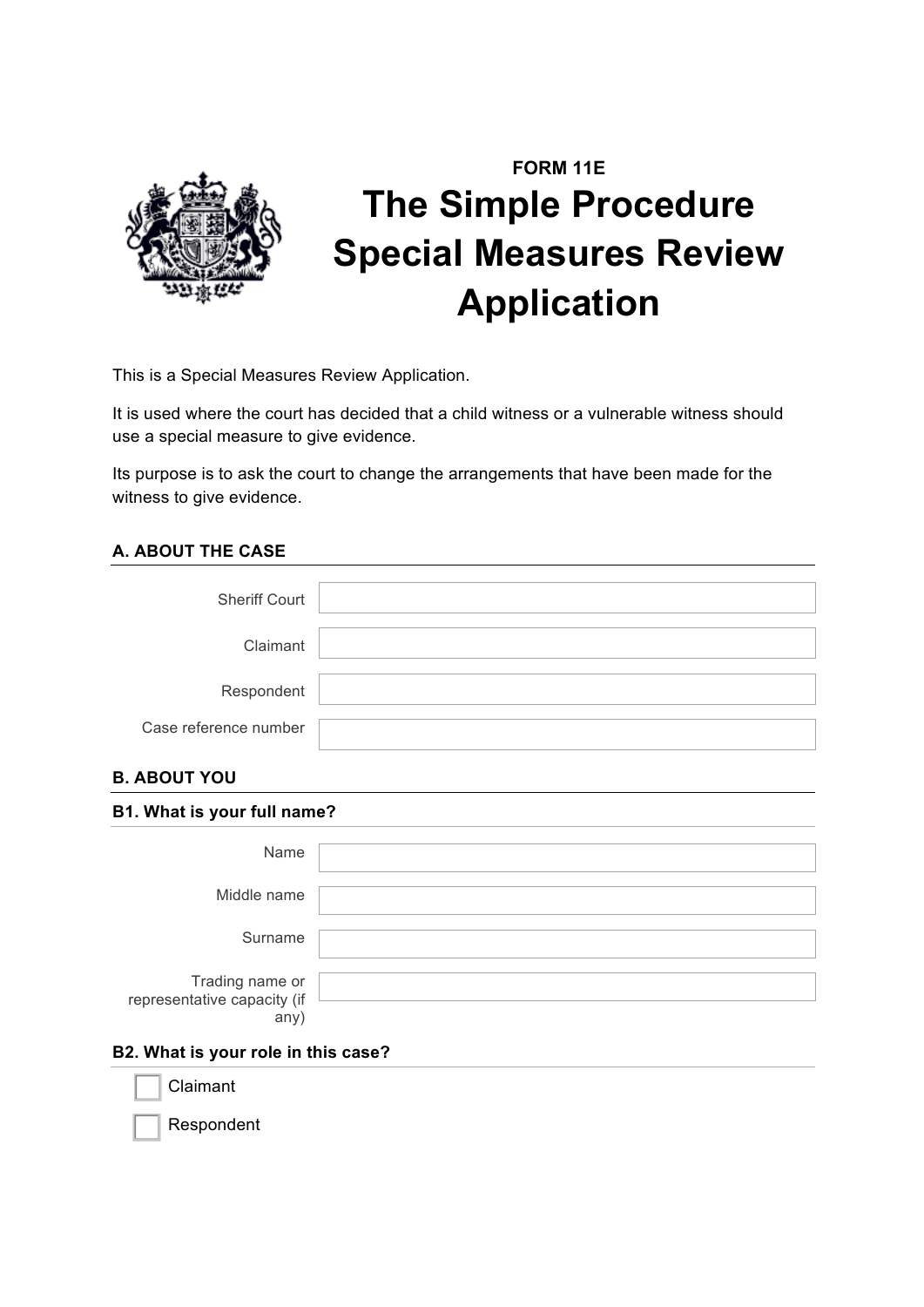FORM 11E

# The Simple Procedure Special Measures Review Application

This is a Special Measures Review Application.

It is used where the court has decided that a child witness or a vulnerable witness should use a special measure to give evidence.

Its purpose is to ask the court to change the arrangements that have been made for the witness to give evidence.

## A. ABOUT THE CASE

| | |
|---|---|
| Sheriff Court | |
| Claimant | |
| Respondent | |
| Case reference number | |

## B. ABOUT YOU

### B1. What is your full name?

| | |
|---|---|
| Name | |
| Middle name | |
| Surname | |
| Trading name or representative capacity (if any) | |

### B2. What is your role in this case?

- [ ] Claimant
- [ ] Respondent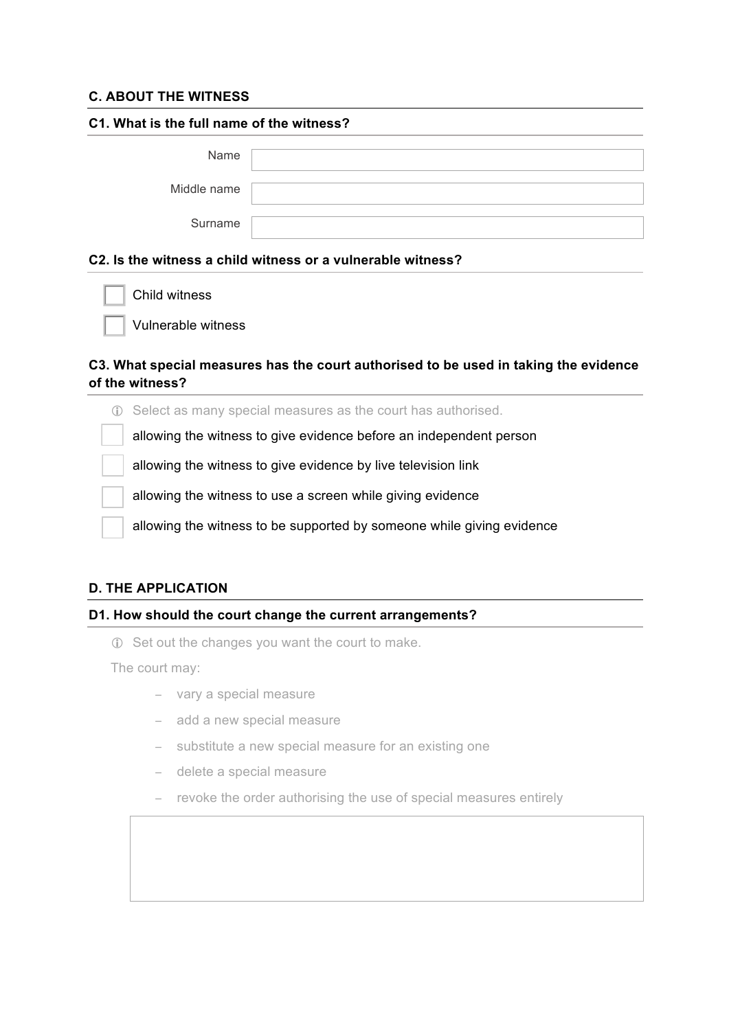## C. ABOUT THE WITNESS

### C1. What is the full name of the witness?

Name

Middle name

Surname

### C2. Is the witness a child witness or a vulnerable witness?

- ☐ Child witness
- ☐ Vulnerable witness

### C3. What special measures has the court authorised to be used in taking the evidence of the witness?

ⓘ Select as many special measures as the court has authorised.

- ☐ allowing the witness to give evidence before an independent person
- ☐ allowing the witness to give evidence by live television link
- ☐ allowing the witness to use a screen while giving evidence
- ☐ allowing the witness to be supported by someone while giving evidence

## D. THE APPLICATION

### D1. How should the court change the current arrangements?

ⓘ Set out the changes you want the court to make.

The court may:

- vary a special measure
- add a new special measure
- substitute a new special measure for an existing one
- delete a special measure
- revoke the order authorising the use of special measures entirely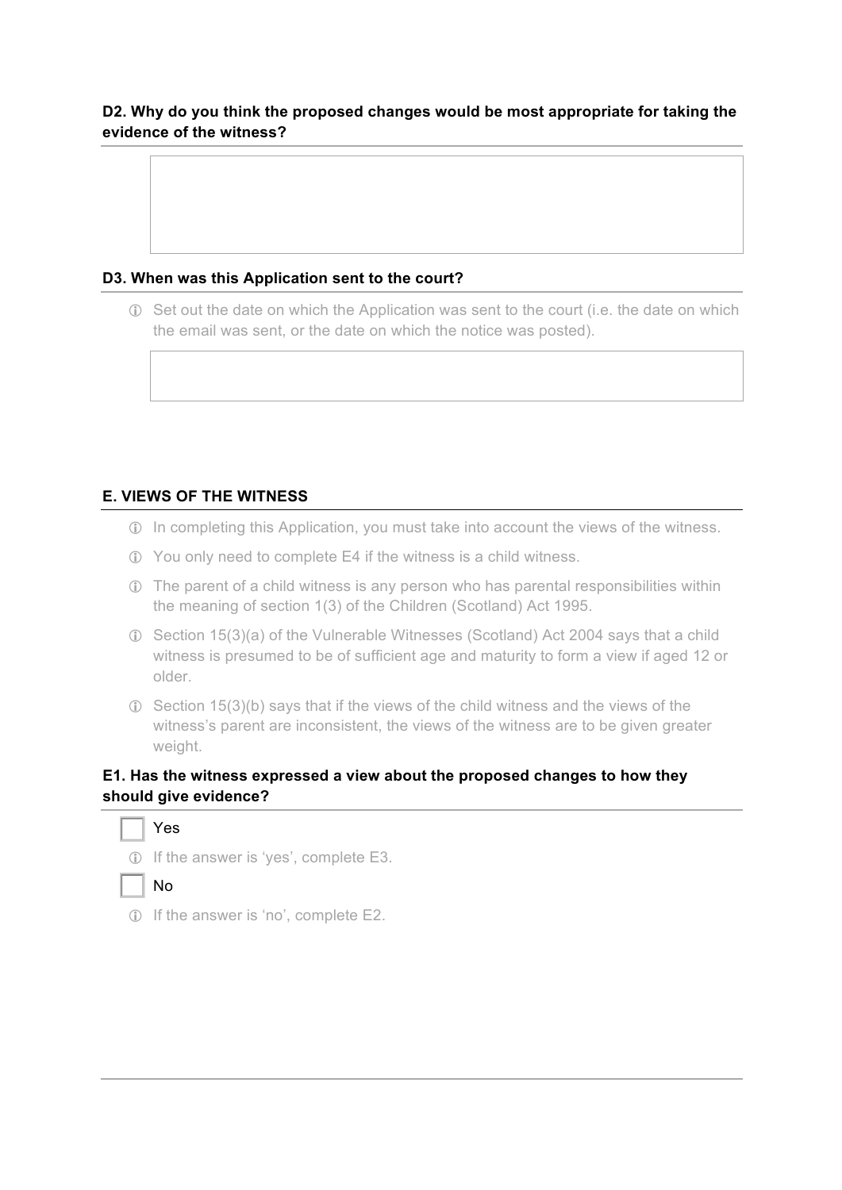**D2. Why do you think the proposed changes would be most appropriate for taking the evidence of the witness?**

**D3. When was this Application sent to the court?**

- ⓘ Set out the date on which the Application was sent to the court (i.e. the date on which the email was sent, or the date on which the notice was posted).

## E. VIEWS OF THE WITNESS

- ⓘ In completing this Application, you must take into account the views of the witness.
- ⓘ You only need to complete E4 if the witness is a child witness.
- ⓘ The parent of a child witness is any person who has parental responsibilities within the meaning of section 1(3) of the Children (Scotland) Act 1995.
- ⓘ Section 15(3)(a) of the Vulnerable Witnesses (Scotland) Act 2004 says that a child witness is presumed to be of sufficient age and maturity to form a view if aged 12 or older.
- ⓘ Section 15(3)(b) says that if the views of the child witness and the views of the witness's parent are inconsistent, the views of the witness are to be given greater weight.

**E1. Has the witness expressed a view about the proposed changes to how they should give evidence?**

- ☐ Yes
  - ⓘ If the answer is 'yes', complete E3.
- ☐ No
  - ⓘ If the answer is 'no', complete E2.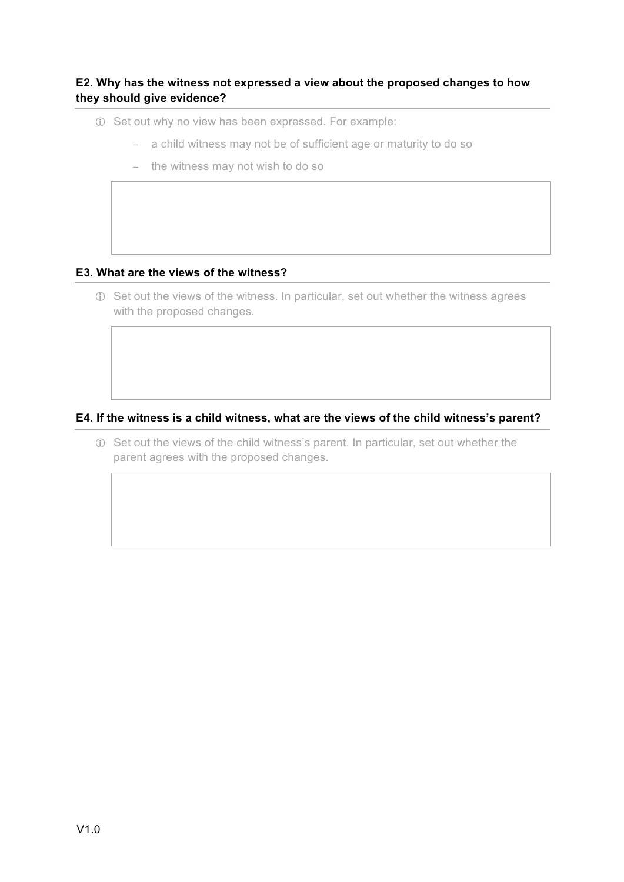**E2. Why has the witness not expressed a view about the proposed changes to how they should give evidence?**

ⓘ Set out why no view has been expressed. For example:

- a child witness may not be of sufficient age or maturity to do so
- the witness may not wish to do so

**E3. What are the views of the witness?**

ⓘ Set out the views of the witness. In particular, set out whether the witness agrees with the proposed changes.

**E4. If the witness is a child witness, what are the views of the child witness's parent?**

ⓘ Set out the views of the child witness's parent. In particular, set out whether the parent agrees with the proposed changes.

V1.0